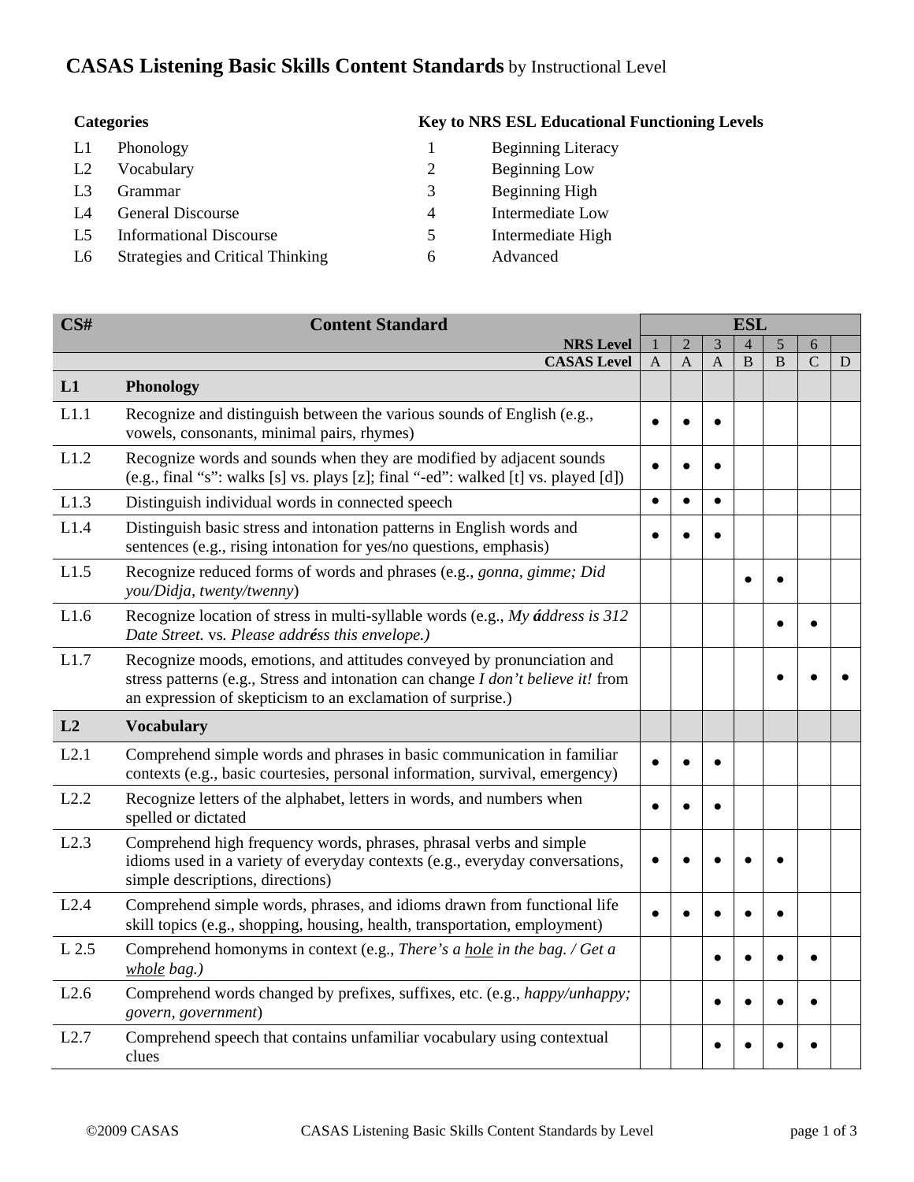# CASAS Listening Basic Skills Content Standards by Instructional Level

**Categories**

| | |
|---|---|
| L1 | Phonology |
| L2 | Vocabulary |
| L3 | Grammar |
| L4 | General Discourse |
| L5 | Informational Discourse |
| L6 | Strategies and Critical Thinking |

**Key to NRS ESL Educational Functioning Levels**

| | |
|---|---|
| 1 | Beginning Literacy |
| 2 | Beginning Low |
| 3 | Beginning High |
| 4 | Intermediate Low |
| 5 | Intermediate High |
| 6 | Advanced |

| CS# | Content Standard | ESL | | | | | | |
|---|---|---|---|---|---|---|---|---|
| | **NRS Level** | 1 | 2 | 3 | 4 | 5 | 6 | |
| | **CASAS Level** | A | A | A | B | B | C | D |
| **L1** | **Phonology** | | | | | | | |
| L1.1 | Recognize and distinguish between the various sounds of English (e.g., vowels, consonants, minimal pairs, rhymes) | • | • | • | | | | |
| L1.2 | Recognize words and sounds when they are modified by adjacent sounds (e.g., final "s": walks [s] vs. plays [z]; final "-ed": walked [t] vs. played [d]) | • | • | • | | | | |
| L1.3 | Distinguish individual words in connected speech | • | • | • | | | | |
| L1.4 | Distinguish basic stress and intonation patterns in English words and sentences (e.g., rising intonation for yes/no questions, emphasis) | • | • | • | | | | |
| L1.5 | Recognize reduced forms of words and phrases (e.g., *gonna, gimme; Did you/Didja, twenty/twenny*) | | | | • | • | | |
| L1.6 | Recognize location of stress in multi-syllable words (e.g., *My áddress is 312 Date Street.* vs. *Please addréss this envelope.)* | | | | | • | • | |
| L1.7 | Recognize moods, emotions, and attitudes conveyed by pronunciation and stress patterns (e.g., Stress and intonation can change *I don't believe it!* from an expression of skepticism to an exclamation of surprise.) | | | | | • | • | • |
| **L2** | **Vocabulary** | | | | | | | |
| L2.1 | Comprehend simple words and phrases in basic communication in familiar contexts (e.g., basic courtesies, personal information, survival, emergency) | • | • | • | | | | |
| L2.2 | Recognize letters of the alphabet, letters in words, and numbers when spelled or dictated | • | • | • | | | | |
| L2.3 | Comprehend high frequency words, phrases, phrasal verbs and simple idioms used in a variety of everyday contexts (e.g., everyday conversations, simple descriptions, directions) | • | • | • | • | • | | |
| L2.4 | Comprehend simple words, phrases, and idioms drawn from functional life skill topics (e.g., shopping, housing, health, transportation, employment) | • | • | • | • | • | | |
| L 2.5 | Comprehend homonyms in context (e.g., *There's a <u>hole</u> in the bag. / Get a <u>whole</u> bag.)* | | | • | • | • | • | |
| L2.6 | Comprehend words changed by prefixes, suffixes, etc. (e.g., *happy/unhappy; govern, government*) | | | • | • | • | • | |
| L2.7 | Comprehend speech that contains unfamiliar vocabulary using contextual clues | | | • | • | • | • | |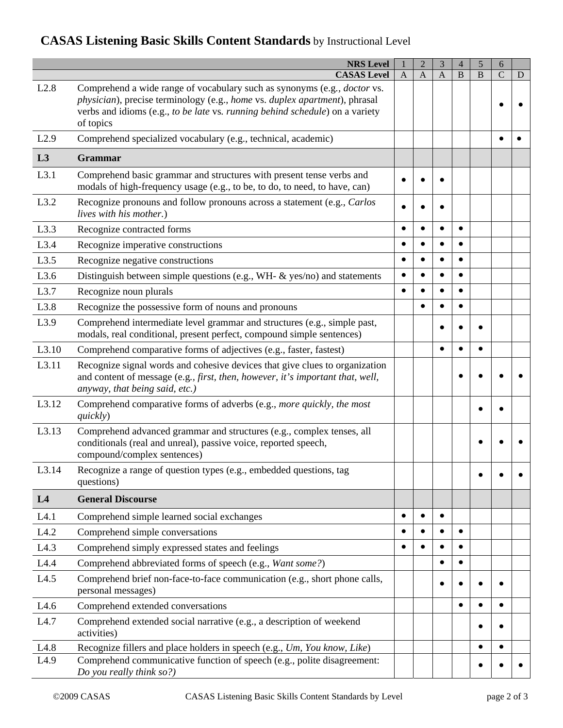## CASAS Listening Basic Skills Content Standards by Instructional Level

| | NRS Level | 1 | 2 | 3 | 4 | 5 | 6 | |
|---|---|---|---|---|---|---|---|---|
| | **CASAS Level** | A | A | A | B | B | C | D |
| L2.8 | Comprehend a wide range of vocabulary such as synonyms (e.g., *doctor* vs. *physician*), precise terminology (e.g., *home* vs. *duplex apartment*), phrasal verbs and idioms (e.g., *to be late* vs. *running behind schedule*) on a variety of topics | | | | | | • | • |
| L2.9 | Comprehend specialized vocabulary (e.g., technical, academic) | | | | | | • | • |
| **L3** | **Grammar** | | | | | | | |
| L3.1 | Comprehend basic grammar and structures with present tense verbs and modals of high-frequency usage (e.g., to be, to do, to need, to have, can) | • | • | • | | | | |
| L3.2 | Recognize pronouns and follow pronouns across a statement (e.g., *Carlos lives with his mother*.) | • | • | • | | | | |
| L3.3 | Recognize contracted forms | • | • | • | • | | | |
| L3.4 | Recognize imperative constructions | • | • | • | • | | | |
| L3.5 | Recognize negative constructions | • | • | • | • | | | |
| L3.6 | Distinguish between simple questions (e.g., WH- & yes/no) and statements | • | • | • | • | | | |
| L3.7 | Recognize noun plurals | • | • | • | • | | | |
| L3.8 | Recognize the possessive form of nouns and pronouns | | • | • | • | | | |
| L3.9 | Comprehend intermediate level grammar and structures (e.g., simple past, modals, real conditional, present perfect, compound simple sentences) | | | • | • | • | | |
| L3.10 | Comprehend comparative forms of adjectives (e.g., faster, fastest) | | | • | • | • | | |
| L3.11 | Recognize signal words and cohesive devices that give clues to organization and content of message (e.g., *first, then, however, it's important that, well, anyway, that being said, etc.)* | | | | • | • | • | • |
| L3.12 | Comprehend comparative forms of adverbs (e.g., *more quickly, the most quickly*) | | | | | • | • | |
| L3.13 | Comprehend advanced grammar and structures (e.g., complex tenses, all conditionals (real and unreal), passive voice, reported speech, compound/complex sentences) | | | | | • | • | • |
| L3.14 | Recognize a range of question types (e.g., embedded questions, tag questions) | | | | | • | • | • |
| **L4** | **General Discourse** | | | | | | | |
| L4.1 | Comprehend simple learned social exchanges | • | • | • | | | | |
| L4.2 | Comprehend simple conversations | • | • | • | • | | | |
| L4.3 | Comprehend simply expressed states and feelings | • | • | • | • | | | |
| L4.4 | Comprehend abbreviated forms of speech (e.g., *Want some?*) | | | • | • | | | |
| L4.5 | Comprehend brief non-face-to-face communication (e.g., short phone calls, personal messages) | | | • | • | • | • | |
| L4.6 | Comprehend extended conversations | | | | • | • | • | |
| L4.7 | Comprehend extended social narrative (e.g., a description of weekend activities) | | | | | • | • | |
| L4.8 | Recognize fillers and place holders in speech (e.g., *Um, You know, Like*) | | | | | • | • | |
| L4.9 | Comprehend communicative function of speech (e.g., polite disagreement: *Do you really think so?)* | | | | | • | • | • |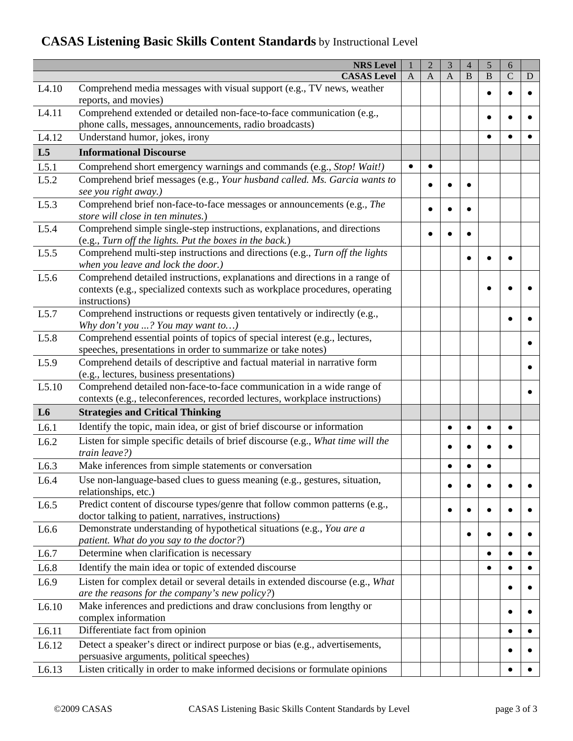# CASAS Listening Basic Skills Content Standards by Instructional Level

| | NRS Level | 1 | 2 | 3 | 4 | 5 | 6 | |
|---|---|---|---|---|---|---|---|---|
| | **CASAS Level** | A | A | A | B | B | C | D |
| L4.10 | Comprehend media messages with visual support (e.g., TV news, weather reports, and movies) | | | | | • | • | • |
| L4.11 | Comprehend extended or detailed non-face-to-face communication (e.g., phone calls, messages, announcements, radio broadcasts) | | | | | • | • | • |
| L4.12 | Understand humor, jokes, irony | | | | | • | • | • |
| **L5** | **Informational Discourse** | | | | | | | |
| L5.1 | Comprehend short emergency warnings and commands (e.g., *Stop! Wait!)* | • | • | | | | | |
| L5.2 | Comprehend brief messages (e.g., *Your husband called. Ms. Garcia wants to see you right away.)* | | • | • | • | | | |
| L5.3 | Comprehend brief non-face-to-face messages or announcements (e.g., *The store will close in ten minutes.*) | | • | • | • | | | |
| L5.4 | Comprehend simple single-step instructions, explanations, and directions (e.g., *Turn off the lights. Put the boxes in the back.*) | | • | • | • | | | |
| L5.5 | Comprehend multi-step instructions and directions (e.g., *Turn off the lights when you leave and lock the door.)* | | | | • | • | • | |
| L5.6 | Comprehend detailed instructions, explanations and directions in a range of contexts (e.g., specialized contexts such as workplace procedures, operating instructions) | | | | | • | • | • |
| L5.7 | Comprehend instructions or requests given tentatively or indirectly (e.g., *Why don't you ...? You may want to…)* | | | | | | • | • |
| L5.8 | Comprehend essential points of topics of special interest (e.g., lectures, speeches, presentations in order to summarize or take notes) | | | | | | | • |
| L5.9 | Comprehend details of descriptive and factual material in narrative form (e.g., lectures, business presentations) | | | | | | | • |
| L5.10 | Comprehend detailed non-face-to-face communication in a wide range of contexts (e.g., teleconferences, recorded lectures, workplace instructions) | | | | | | | • |
| **L6** | **Strategies and Critical Thinking** | | | | | | | |
| L6.1 | Identify the topic, main idea, or gist of brief discourse or information | | | • | • | • | • | |
| L6.2 | Listen for simple specific details of brief discourse (e.g., *What time will the train leave?)* | | | • | • | • | • | |
| L6.3 | Make inferences from simple statements or conversation | | | • | • | • | | |
| L6.4 | Use non-language-based clues to guess meaning (e.g., gestures, situation, relationships, etc.) | | | • | • | • | • | • |
| L6.5 | Predict content of discourse types/genre that follow common patterns (e.g., doctor talking to patient, narratives, instructions) | | | • | • | • | • | • |
| L6.6 | Demonstrate understanding of hypothetical situations (e.g., *You are a patient. What do you say to the doctor?*) | | | | • | • | • | • |
| L6.7 | Determine when clarification is necessary | | | | | • | • | • |
| L6.8 | Identify the main idea or topic of extended discourse | | | | | • | • | • |
| L6.9 | Listen for complex detail or several details in extended discourse (e.g., *What are the reasons for the company's new policy?*) | | | | | | • | • |
| L6.10 | Make inferences and predictions and draw conclusions from lengthy or complex information | | | | | | • | • |
| L6.11 | Differentiate fact from opinion | | | | | | • | • |
| L6.12 | Detect a speaker's direct or indirect purpose or bias (e.g., advertisements, persuasive arguments, political speeches) | | | | | | • | • |
| L6.13 | Listen critically in order to make informed decisions or formulate opinions | | | | | | • | • |